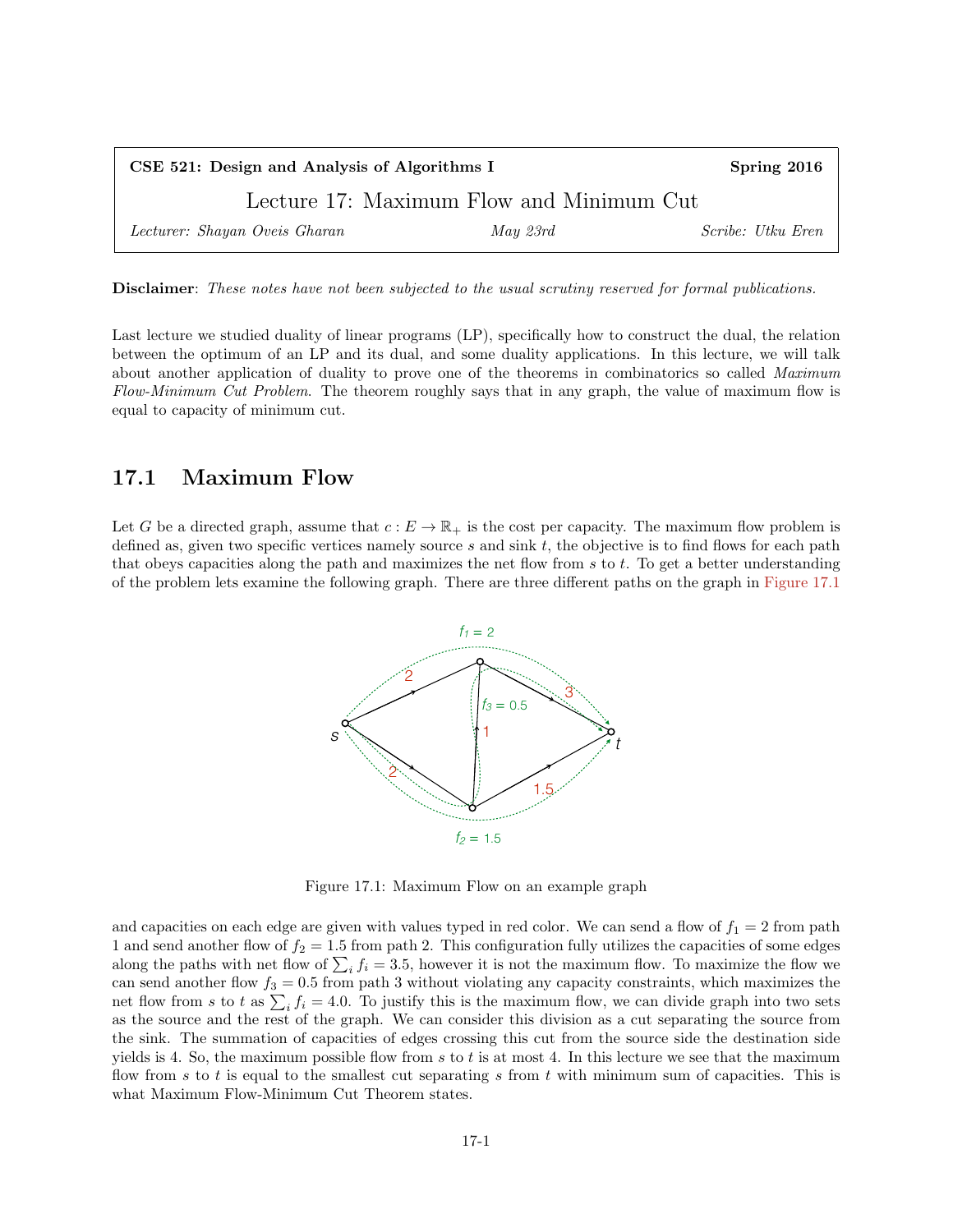**CSE 521: Design and Analysis of Algorithms I** **Spring 2016**

# Lecture 17: Maximum Flow and Minimum Cut

*Lecturer: Shayan Oveis Gharan* *May 23rd* *Scribe: Utku Eren*

**Disclaimer**: *These notes have not been subjected to the usual scrutiny reserved for formal publications.*

Last lecture we studied duality of linear programs (LP), specifically how to construct the dual, the relation between the optimum of an LP and its dual, and some duality applications. In this lecture, we will talk about another application of duality to prove one of the theorems in combinatorics so called *Maximum Flow-Minimum Cut Problem*. The theorem roughly says that in any graph, the value of maximum flow is equal to capacity of minimum cut.

## 17.1 Maximum Flow

Let $G$ be a directed graph, assume that $c : E \to \mathbb{R}_+$ is the cost per capacity. The maximum flow problem is defined as, given two specific vertices namely source $s$ and sink $t$, the objective is to find flows for each path that obeys capacities along the path and maximizes the net flow from $s$ to $t$. To get a better understanding of the problem lets examine the following graph. There are three different paths on the graph in Figure 17.1

Figure 17.1: Maximum Flow on an example graph

and capacities on each edge are given with values typed in red color. We can send a flow of $f_1 = 2$ from path 1 and send another flow of $f_2 = 1.5$ from path 2. This configuration fully utilizes the capacities of some edges along the paths with net flow of $\sum_i f_i = 3.5$, however it is not the maximum flow. To maximize the flow we can send another flow $f_3 = 0.5$ from path 3 without violating any capacity constraints, which maximizes the net flow from $s$ to $t$ as $\sum_i f_i = 4.0$. To justify this is the maximum flow, we can divide graph into two sets as the source and the rest of the graph. We can consider this division as a cut separating the source from the sink. The summation of capacities of edges crossing this cut from the source side the destination side yields is 4. So, the maximum possible flow from $s$ to $t$ is at most 4. In this lecture we see that the maximum flow from $s$ to $t$ is equal to the smallest cut separating $s$ from $t$ with minimum sum of capacities. This is what Maximum Flow-Minimum Cut Theorem states.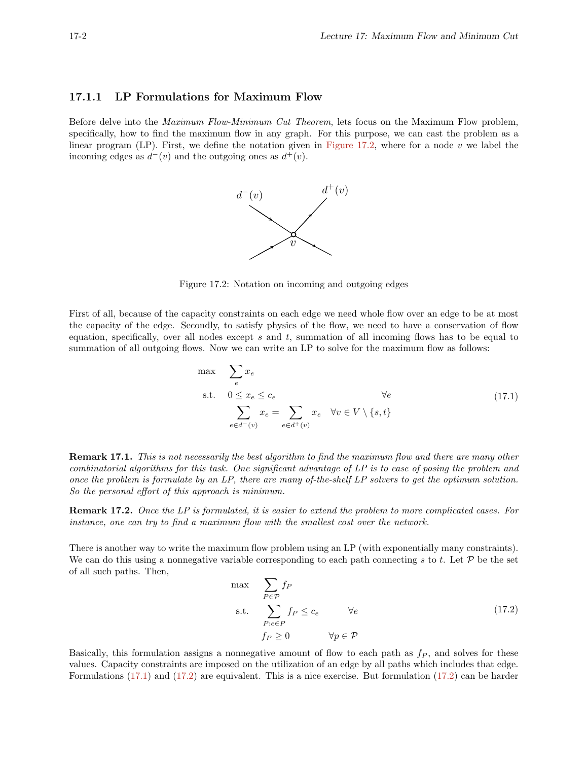### 17.1.1 LP Formulations for Maximum Flow

Before delve into the *Maximum Flow-Minimum Cut Theorem*, lets focus on the Maximum Flow problem, specifically, how to find the maximum flow in any graph. For this purpose, we can cast the problem as a linear program (LP). First, we define the notation given in Figure 17.2, where for a node $v$ we label the incoming edges as $d^-(v)$ and the outgoing ones as $d^+(v)$.

Figure 17.2: Notation on incoming and outgoing edges

First of all, because of the capacity constraints on each edge we need whole flow over an edge to be at most the capacity of the edge. Secondly, to satisfy physics of the flow, we need to have a conservation of flow equation, specifically, over all nodes except $s$ and $t$, summation of all incoming flows has to be equal to summation of all outgoing flows. Now we can write an LP to solve for the maximum flow as follows:

$$
\begin{aligned}
\max \quad & \sum_{e} x_e \\
\text{s.t.} \quad & 0 \le x_e \le c_e & \forall e \\
& \sum_{e \in d^-(v)} x_e = \sum_{e \in d^+(v)} x_e & \forall v \in V \setminus \{s, t\}
\end{aligned}
\tag{17.1}
$$

**Remark 17.1.** *This is not necessarily the best algorithm to find the maximum flow and there are many other combinatorial algorithms for this task. One significant advantage of LP is to ease of posing the problem and once the problem is formulate by an LP, there are many of-the-shelf LP solvers to get the optimum solution. So the personal effort of this approach is minimum.*

**Remark 17.2.** *Once the LP is formulated, it is easier to extend the problem to more complicated cases. For instance, one can try to find a maximum flow with the smallest cost over the network.*

There is another way to write the maximum flow problem using an LP (with exponentially many constraints). We can do this using a nonnegative variable corresponding to each path connecting $s$ to $t$. Let $\mathcal{P}$ be the set of all such paths. Then,

$$
\begin{aligned}
\max \quad & \sum_{P \in \mathcal{P}} f_P \\
\text{s.t.} \quad & \sum_{P : e \in P} f_P \le c_e & \forall e \\
& f_P \ge 0 & \forall p \in \mathcal{P}
\end{aligned}
\tag{17.2}
$$

Basically, this formulation assigns a nonnegative amount of flow to each path as $f_P$, and solves for these values. Capacity constraints are imposed on the utilization of an edge by all paths which includes that edge. Formulations (17.1) and (17.2) are equivalent. This is a nice exercise. But formulation (17.2) can be harder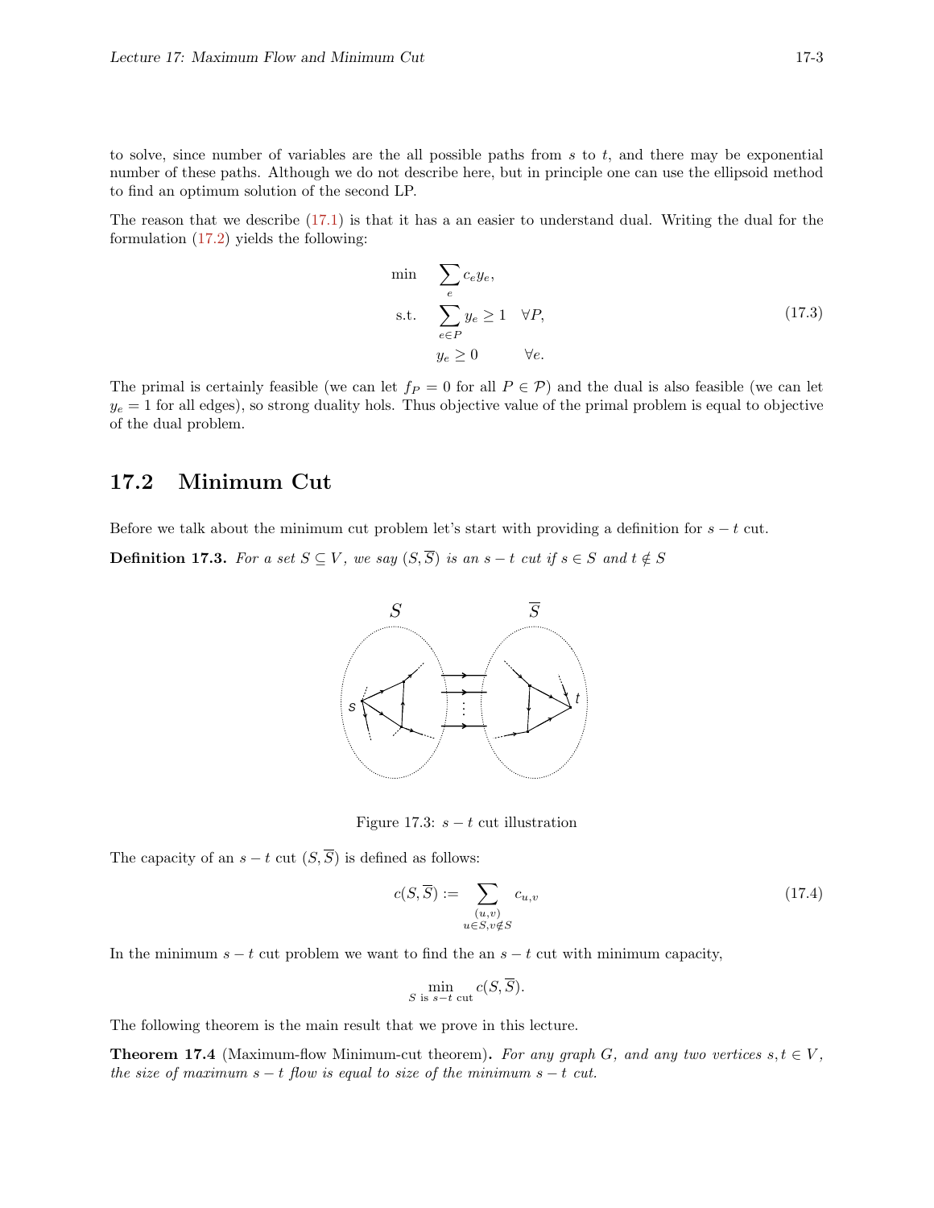to solve, since number of variables are the all possible paths from $s$ to $t$, and there may be exponential number of these paths. Although we do not describe here, but in principle one can use the ellipsoid method to find an optimum solution of the second LP.

The reason that we describe (17.1) is that it has a an easier to understand dual. Writing the dual for the formulation (17.2) yields the following:

$$
\begin{aligned}
\min \quad & \sum_{e} c_e y_e, \\
\text{s.t.} \quad & \sum_{e \in P} y_e \geq 1 \quad \forall P, \\
& y_e \geq 0 \qquad\quad \forall e.
\end{aligned}
\tag{17.3}
$$

The primal is certainly feasible (we can let $f_P = 0$ for all $P \in \mathcal{P}$) and the dual is also feasible (we can let $y_e = 1$ for all edges), so strong duality hols. Thus objective value of the primal problem is equal to objective of the dual problem.

## 17.2 Minimum Cut

Before we talk about the minimum cut problem let's start with providing a definition for $s-t$ cut.

**Definition 17.3.** *For a set $S \subseteq V$, we say $(S, \overline{S})$ is an $s-t$ cut if $s \in S$ and $t \notin S$*

Figure 17.3: $s-t$ cut illustration

The capacity of an $s-t$ cut $(S, \overline{S})$ is defined as follows:

$$
c(S, \overline{S}) := \sum_{\substack{(u,v) \\ u \in S, v \notin S}} c_{u,v}
\tag{17.4}
$$

In the minimum $s-t$ cut problem we want to find the an $s-t$ cut with minimum capacity,

$$
\min_{S \text{ is } s-t \text{ cut}} c(S, \overline{S}).
$$

The following theorem is the main result that we prove in this lecture.

**Theorem 17.4** (Maximum-flow Minimum-cut theorem)**.** *For any graph $G$, and any two vertices $s, t \in V$, the size of maximum $s-t$ flow is equal to size of the minimum $s-t$ cut.*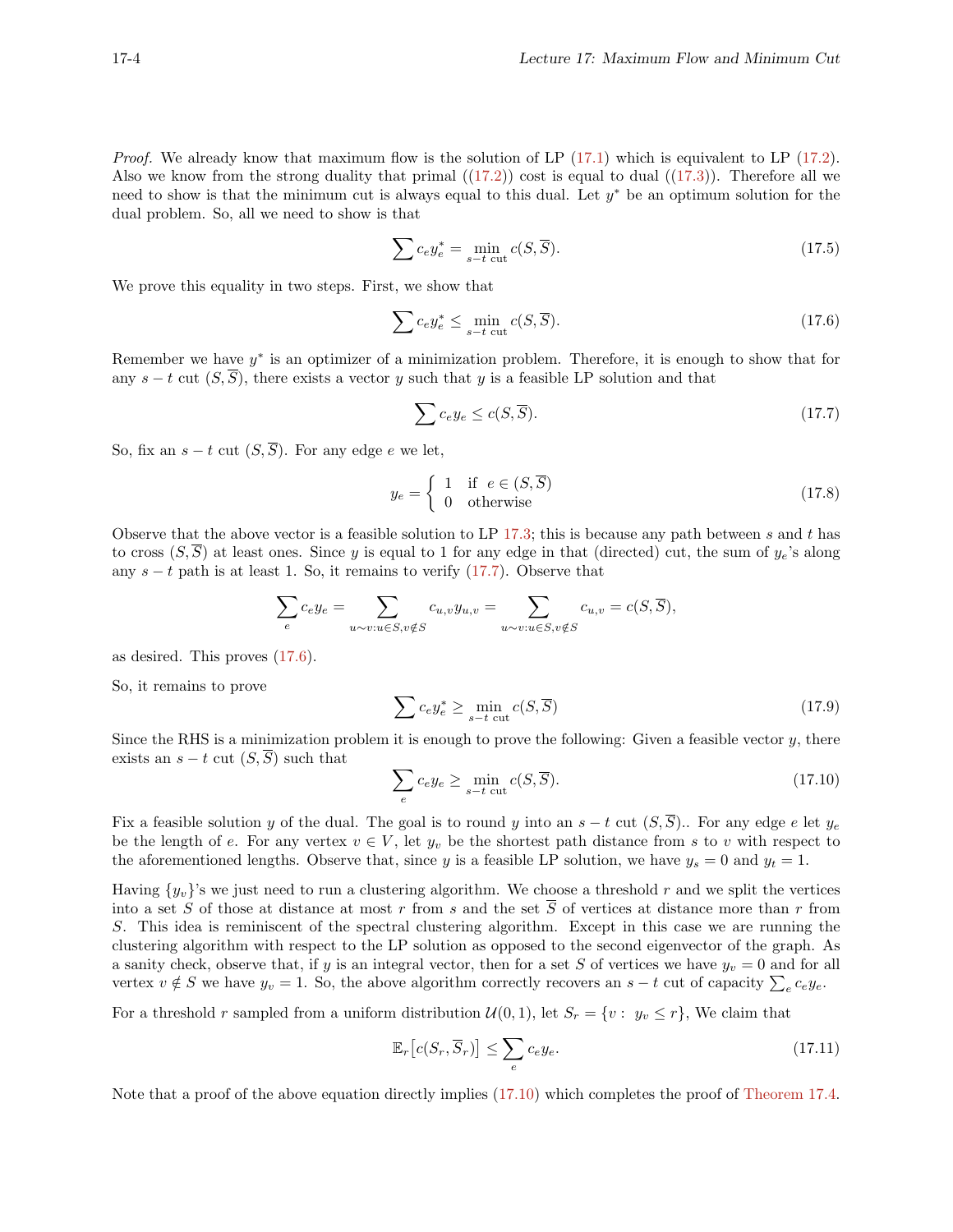*Proof.* We already know that maximum flow is the solution of LP (17.1) which is equivalent to LP (17.2). Also we know from the strong duality that primal ((17.2)) cost is equal to dual ((17.3)). Therefore all we need to show is that the minimum cut is always equal to this dual. Let $y^*$ be an optimum solution for the dual problem. So, all we need to show is that

$$\sum c_e y_e^* = \min_{s-t \text{ cut}} c(S, \overline{S}). \tag{17.5}$$

We prove this equality in two steps. First, we show that

$$\sum c_e y_e^* \leq \min_{s-t \text{ cut}} c(S, \overline{S}). \tag{17.6}$$

Remember we have $y^*$ is an optimizer of a minimization problem. Therefore, it is enough to show that for any $s-t$ cut $(S, \overline{S})$, there exists a vector $y$ such that $y$ is a feasible LP solution and that

$$\sum c_e y_e \leq c(S, \overline{S}). \tag{17.7}$$

So, fix an $s-t$ cut $(S, \overline{S})$. For any edge $e$ we let,

$$y_e = \begin{cases} 1 & \text{if } \ e \in (S, \overline{S}) \\ 0 & \text{otherwise} \end{cases} \tag{17.8}$$

Observe that the above vector is a feasible solution to LP 17.3; this is because any path between $s$ and $t$ has to cross $(S, \overline{S})$ at least ones. Since $y$ is equal to 1 for any edge in that (directed) cut, the sum of $y_e$'s along any $s-t$ path is at least 1. So, it remains to verify (17.7). Observe that

$$\sum_e c_e y_e = \sum_{u \sim v: u \in S, v \notin S} c_{u,v} y_{u,v} = \sum_{u \sim v: u \in S, v \notin S} c_{u,v} = c(S, \overline{S}),$$

as desired. This proves (17.6).

So, it remains to prove

$$\sum c_e y_e^* \geq \min_{s-t \text{ cut}} c(S, \overline{S}) \tag{17.9}$$

Since the RHS is a minimization problem it is enough to prove the following: Given a feasible vector $y$, there exists an $s-t$ cut $(S, \overline{S})$ such that

$$\sum_e c_e y_e \geq \min_{s-t \text{ cut}} c(S, \overline{S}). \tag{17.10}$$

Fix a feasible solution $y$ of the dual. The goal is to round $y$ into an $s-t$ cut $(S, \overline{S})$.. For any edge $e$ let $y_e$ be the length of $e$. For any vertex $v \in V$, let $y_v$ be the shortest path distance from $s$ to $v$ with respect to the aforementioned lengths. Observe that, since $y$ is a feasible LP solution, we have $y_s = 0$ and $y_t = 1$.

Having $\{y_v\}$'s we just need to run a clustering algorithm. We choose a threshold $r$ and we split the vertices into a set $S$ of those at distance at most $r$ from $s$ and the set $\overline{S}$ of vertices at distance more than $r$ from $S$. This idea is reminiscent of the spectral clustering algorithm. Except in this case we are running the clustering algorithm with respect to the LP solution as opposed to the second eigenvector of the graph. As a sanity check, observe that, if $y$ is an integral vector, then for a set $S$ of vertices we have $y_v = 0$ and for all vertex $v \notin S$ we have $y_v = 1$. So, the above algorithm correctly recovers an $s-t$ cut of capacity $\sum_e c_e y_e$.

For a threshold $r$ sampled from a uniform distribution $\mathcal{U}(0,1)$, let $S_r = \{v : \ y_v \leq r\}$, We claim that

$$\mathbb{E}_r\big[c(S_r, \overline{S}_r)\big] \leq \sum_e c_e y_e. \tag{17.11}$$

Note that a proof of the above equation directly implies (17.10) which completes the proof of Theorem 17.4.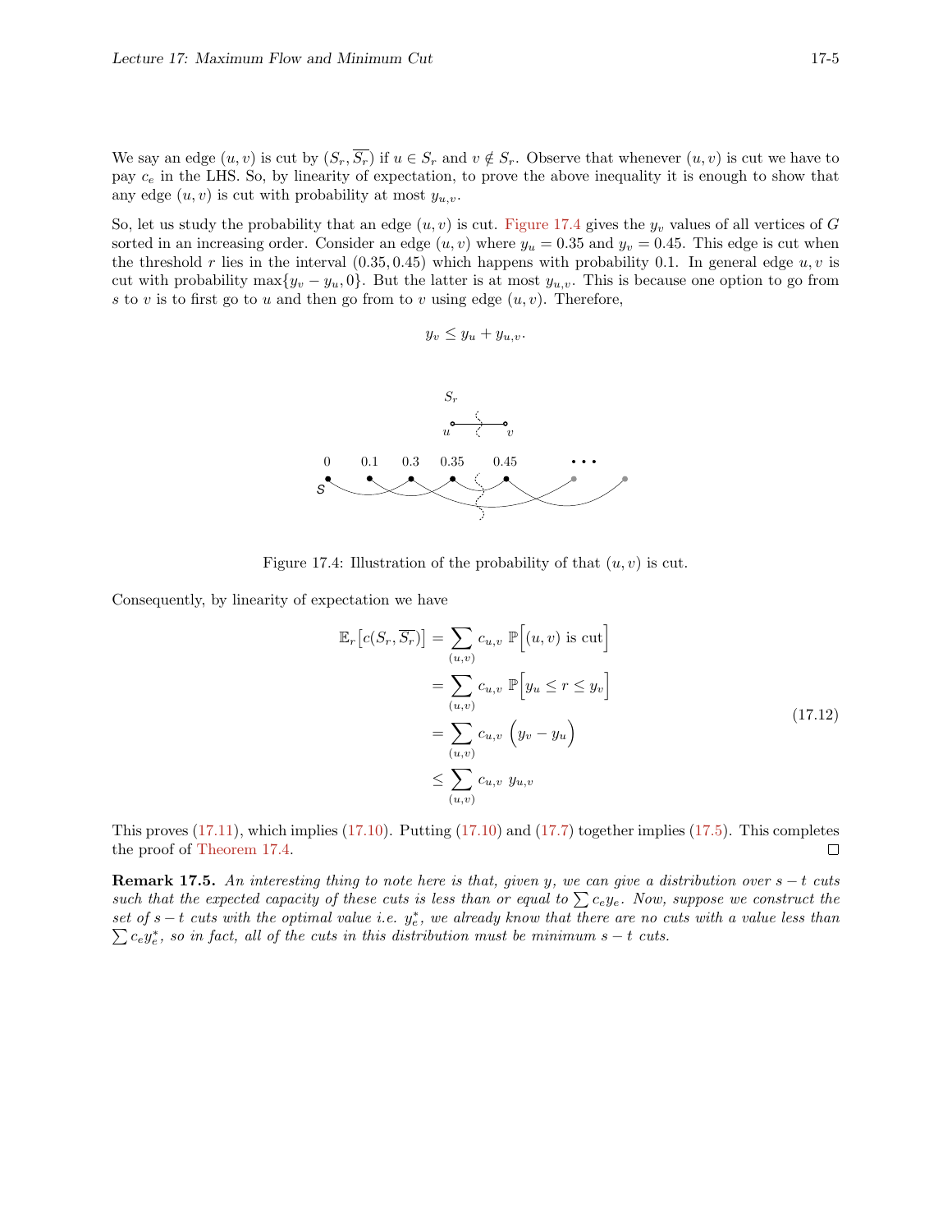We say an edge $(u, v)$ is cut by $(S_r, \overline{S_r})$ if $u \in S_r$ and $v \notin S_r$. Observe that whenever $(u, v)$ is cut we have to pay $c_e$ in the LHS. So, by linearity of expectation, to prove the above inequality it is enough to show that any edge $(u, v)$ is cut with probability at most $y_{u,v}$.

So, let us study the probability that an edge $(u, v)$ is cut. Figure 17.4 gives the $y_v$ values of all vertices of $G$ sorted in an increasing order. Consider an edge $(u, v)$ where $y_u = 0.35$ and $y_v = 0.45$. This edge is cut when the threshold $r$ lies in the interval $(0.35, 0.45)$ which happens with probability 0.1. In general edge $u, v$ is cut with probability $\max\{y_v - y_u, 0\}$. But the latter is at most $y_{u,v}$. This is because one option to go from $s$ to $v$ is to first go to $u$ and then go from to $v$ using edge $(u, v)$. Therefore,

$$y_v \leq y_u + y_{u,v}.$$

$S_r$

$u$ $v$

0 0.1 0.3 0.35 0.45 • • •

$s$

Figure 17.4: Illustration of the probability of that $(u, v)$ is cut.

Consequently, by linearity of expectation we have

$$\begin{aligned}
\mathbb{E}_r\big[c(S_r, \overline{S_r})\big] &= \sum_{(u,v)} c_{u,v} \; \mathbb{P}\Big[(u,v) \text{ is cut}\Big] \\
&= \sum_{(u,v)} c_{u,v} \; \mathbb{P}\Big[y_u \leq r \leq y_v\Big] \\
&= \sum_{(u,v)} c_{u,v} \; \Big(y_v - y_u\Big) \\
&\leq \sum_{(u,v)} c_{u,v} \; y_{u,v}
\end{aligned} \tag{17.12}$$

This proves (17.11), which implies (17.10). Putting (17.10) and (17.7) together implies (17.5). This completes the proof of Theorem 17.4. □

**Remark 17.5.** *An interesting thing to note here is that, given $y$, we can give a distribution over $s - t$ cuts such that the expected capacity of these cuts is less than or equal to $\sum c_e y_e$. Now, suppose we construct the set of $s - t$ cuts with the optimal value i.e. $y_e^*$, we already know that there are no cuts with a value less than $\sum c_e y_e^*$, so in fact, all of the cuts in this distribution must be minimum $s - t$ cuts.*